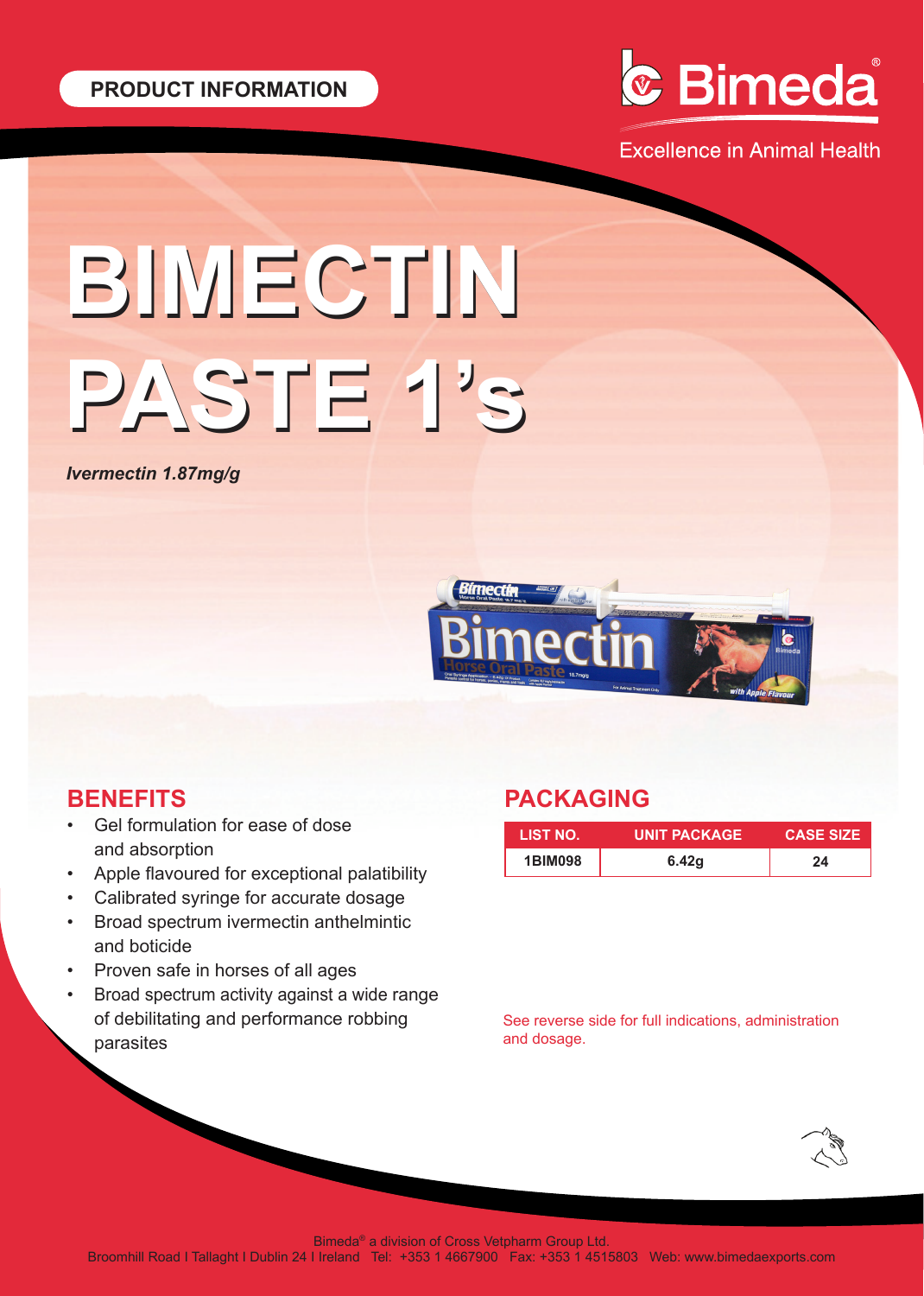PRODUCT INFORMATION

Bimeda®

Excellence in Animal Health

# BIMECTIN PASTE 1's

*Ivermectin 1.87mg/g*

## BENEFITS

- Gel formulation for ease of dose and absorption
- Apple flavoured for exceptional palatability
- Calibrated syringe for accurate dosage
- Broad spectrum ivermectin anthelmintic and boticide
- Proven safe in horses of all ages
- Broad spectrum activity against a wide range of debilitating and performance robbing parasites

## PACKAGING

| LIST NO. | UNIT PACKAGE | CASE SIZE |
| --- | --- | --- |
| 1BIM098 | 6.42g | 24 |

See reverse side for full indications, administration and dosage.

Bimeda® a division of Cross Vetpharm Group Ltd.
Broomhill Road I Tallaght I Dublin 24 I Ireland Tel: +353 1 4667900 Fax: +353 1 4515803 Web: www.bimedaexports.com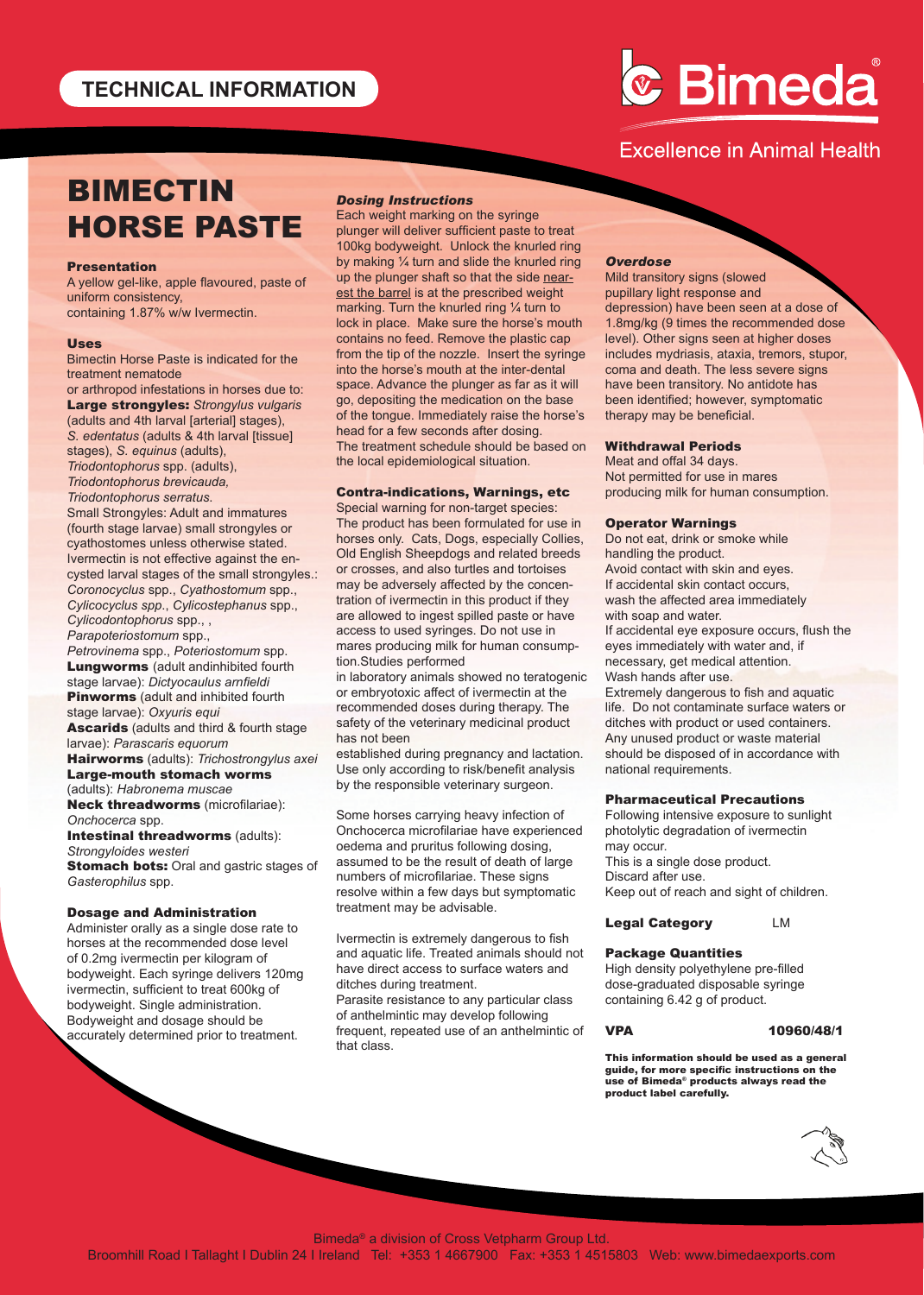TECHNICAL INFORMATION

Bimeda®

Excellence in Animal Health

# BIMECTIN HORSE PASTE

### Presentation

A yellow gel-like, apple flavoured, paste of uniform consistency, containing 1.87% w/w Ivermectin.

### Uses

Bimectin Horse Paste is indicated for the treatment nematode or arthropod infestations in horses due to:

**Large strongyles:** *Strongylus vulgaris* (adults and 4th larval [arterial] stages), *S. edentatus* (adults & 4th larval [tissue] stages), *S. equinus* (adults), *Triodontophorus* spp. (adults), *Triodontophorus brevicauda, Triodontophorus serratus.*

Small Strongyles: Adult and immatures (fourth stage larvae) small strongyles or cyathostomes unless otherwise stated. Ivermectin is not effective against the encysted larval stages of the small strongyles.: *Coronocyclus* spp., *Cyathostomum* spp., *Cylicocyclus spp., Cylicostephanus* spp., *Cylicodontophorus* spp., , *Parapoteriostomum* spp., *Petrovinema* spp., *Poteriostomum* spp.

**Lungworms** (adult andinhibited fourth stage larvae): *Dictyocaulus arnfieldi*

**Pinworms** (adult and inhibited fourth stage larvae): *Oxyuris equi*

**Ascarids** (adults and third & fourth stage larvae): *Parascaris equorum*

**Hairworms** (adults): *Trichostrongylus axei*

**Large-mouth stomach worms** (adults): *Habronema muscae*

**Neck threadworms** (microfilariae): *Onchocerca* spp.

**Intestinal threadworms** (adults): *Strongyloides westeri*

**Stomach bots:** Oral and gastric stages of *Gasterophilus* spp.

### Dosage and Administration

Administer orally as a single dose rate to horses at the recommended dose level of 0.2mg ivermectin per kilogram of bodyweight. Each syringe delivers 120mg ivermectin, sufficient to treat 600kg of bodyweight. Single administration. Bodyweight and dosage should be accurately determined prior to treatment.

### *Dosing Instructions*

Each weight marking on the syringe plunger will deliver sufficient paste to treat 100kg bodyweight. Unlock the knurled ring by making ¼ turn and slide the knurled ring up the plunger shaft so that the side nearest the barrel is at the prescribed weight marking. Turn the knurled ring ¼ turn to lock in place. Make sure the horse's mouth contains no feed. Remove the plastic cap from the tip of the nozzle. Insert the syringe into the horse's mouth at the inter-dental space. Advance the plunger as far as it will go, depositing the medication on the base of the tongue. Immediately raise the horse's head for a few seconds after dosing.

The treatment schedule should be based on the local epidemiological situation.

### Contra-indications, Warnings, etc

Special warning for non-target species: The product has been formulated for use in horses only. Cats, Dogs, especially Collies, Old English Sheepdogs and related breeds or crosses, and also turtles and tortoises may be adversely affected by the concentration of ivermectin in this product if they are allowed to ingest spilled paste or have access to used syringes. Do not use in mares producing milk for human consumption.Studies performed in laboratory animals showed no teratogenic or embryotoxic affect of ivermectin at the recommended doses during therapy. The safety of the veterinary medicinal product has not been established during pregnancy and lactation. Use only according to risk/benefit analysis by the responsible veterinary surgeon.

Some horses carrying heavy infection of Onchocerca microfilariae have experienced oedema and pruritus following dosing, assumed to be the result of death of large numbers of microfilariae. These signs resolve within a few days but symptomatic treatment may be advisable.

Ivermectin is extremely dangerous to fish and aquatic life. Treated animals should not have direct access to surface waters and ditches during treatment.

Parasite resistance to any particular class of anthelmintic may develop following frequent, repeated use of an anthelmintic of that class.

### *Overdose*

Mild transitory signs (slowed pupillary light response and depression) have been seen at a dose of 1.8mg/kg (9 times the recommended dose level). Other signs seen at higher doses includes mydriasis, ataxia, tremors, stupor, coma and death. The less severe signs have been transitory. No antidote has been identified; however, symptomatic therapy may be beneficial.

### Withdrawal Periods

Meat and offal 34 days.
Not permitted for use in mares producing milk for human consumption.

### Operator Warnings

Do not eat, drink or smoke while handling the product.
Avoid contact with skin and eyes.
If accidental skin contact occurs, wash the affected area immediately with soap and water.
If accidental eye exposure occurs, flush the eyes immediately with water and, if necessary, get medical attention.
Wash hands after use.
Extremely dangerous to fish and aquatic life. Do not contaminate surface waters or ditches with product or used containers.
Any unused product or waste material should be disposed of in accordance with national requirements.

### Pharmaceutical Precautions

Following intensive exposure to sunlight photolytic degradation of ivermectin may occur.
This is a single dose product.
Discard after use.
Keep out of reach and sight of children.

**Legal Category** LM

### Package Quantities

High density polyethylene pre-filled dose-graduated disposable syringe containing 6.42 g of product.

**VPA** **10960/48/1**

**This information should be used as a general guide, for more specific instructions on the use of Bimeda® products always read the product label carefully.**

Bimeda® a division of Cross Vetpharm Group Ltd.
Broomhill Road I Tallaght I Dublin 24 I Ireland Tel: +353 1 4667900 Fax: +353 1 4515803 Web: www.bimedaexports.com